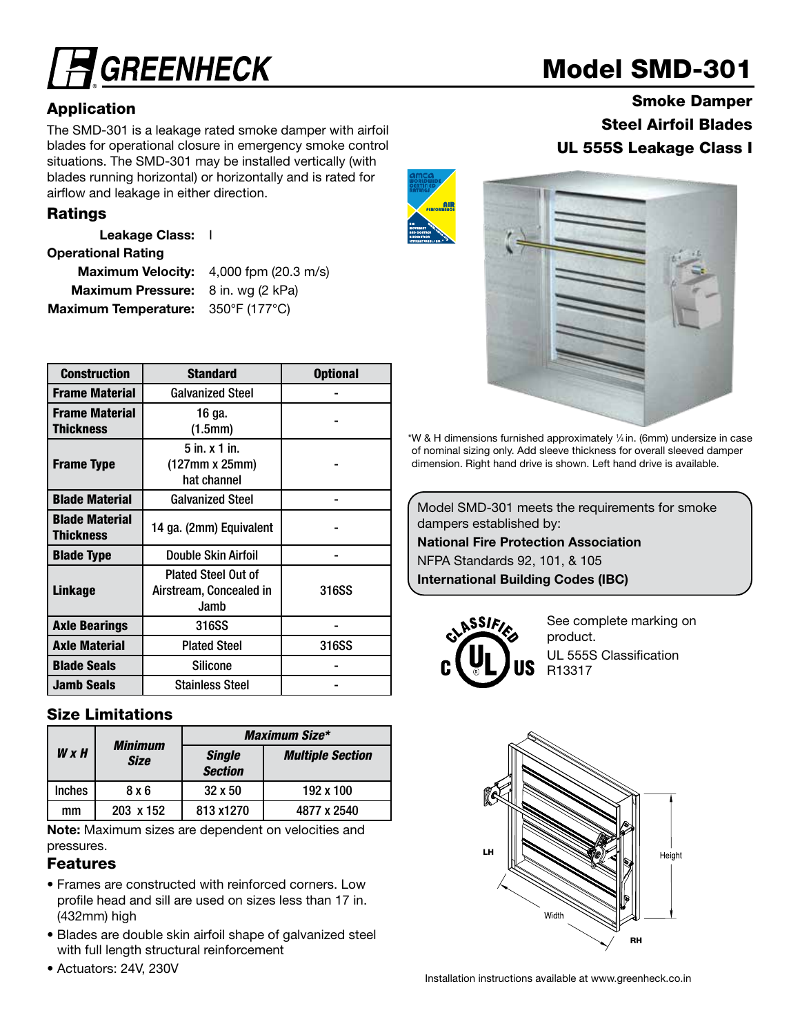# Model SMD-301

**Smoke Damper**
**Steel Airfoil Blades**
**UL 555S Leakage Class I**

## Application

The SMD-301 is a leakage rated smoke damper with airfoil blades for operational closure in emergency smoke control situations. The SMD-301 may be installed vertically (with blades running horizontal) or horizontally and is rated for airflow and leakage in either direction.

## Ratings

**Leakage Class:** I

**Operational Rating**

**Maximum Velocity:** 4,000 fpm (20.3 m/s)

**Maximum Pressure:** 8 in. wg (2 kPa)

**Maximum Temperature:** 350°F (177°C)

| Construction | Standard | Optional |
|---|---|---|
| **Frame Material** | Galvanized Steel | - |
| **Frame Material Thickness** | 16 ga. (1.5mm) | - |
| **Frame Type** | 5 in. x 1 in. (127mm x 25mm) hat channel | - |
| **Blade Material** | Galvanized Steel | - |
| **Blade Material Thickness** | 14 ga. (2mm) Equivalent | - |
| **Blade Type** | Double Skin Airfoil | - |
| **Linkage** | Plated Steel Out of Airstream, Concealed in Jamb | 316SS |
| **Axle Bearings** | 316SS | - |
| **Axle Material** | Plated Steel | 316SS |
| **Blade Seals** | Silicone | - |
| **Jamb Seals** | Stainless Steel | - |

## Size Limitations

| *W x H* | *Minimum Size* | *Maximum Size** | |
|---|---|---|---|
| | | *Single Section* | *Multiple Section* |
| Inches | 8 x 6 | 32 x 50 | 192 x 100 |
| mm | 203 x 152 | 813 x1270 | 4877 x 2540 |

**Note:** Maximum sizes are dependent on velocities and pressures.

## Features

- Frames are constructed with reinforced corners. Low profile head and sill are used on sizes less than 17 in. (432mm) high
- Blades are double skin airfoil shape of galvanized steel with full length structural reinforcement
- Actuators: 24V, 230V

*W & H dimensions furnished approximately ¼ in. (6mm) undersize in case of nominal sizing only. Add sleeve thickness for overall sleeved damper dimension. Right hand drive is shown. Left hand drive is available.

Model SMD-301 meets the requirements for smoke dampers established by:

**National Fire Protection Association**

NFPA Standards 92, 101, & 105

**International Building Codes (IBC)**

See complete marking on product.

UL 555S Classification R13317

Installation instructions available at www.greenheck.co.in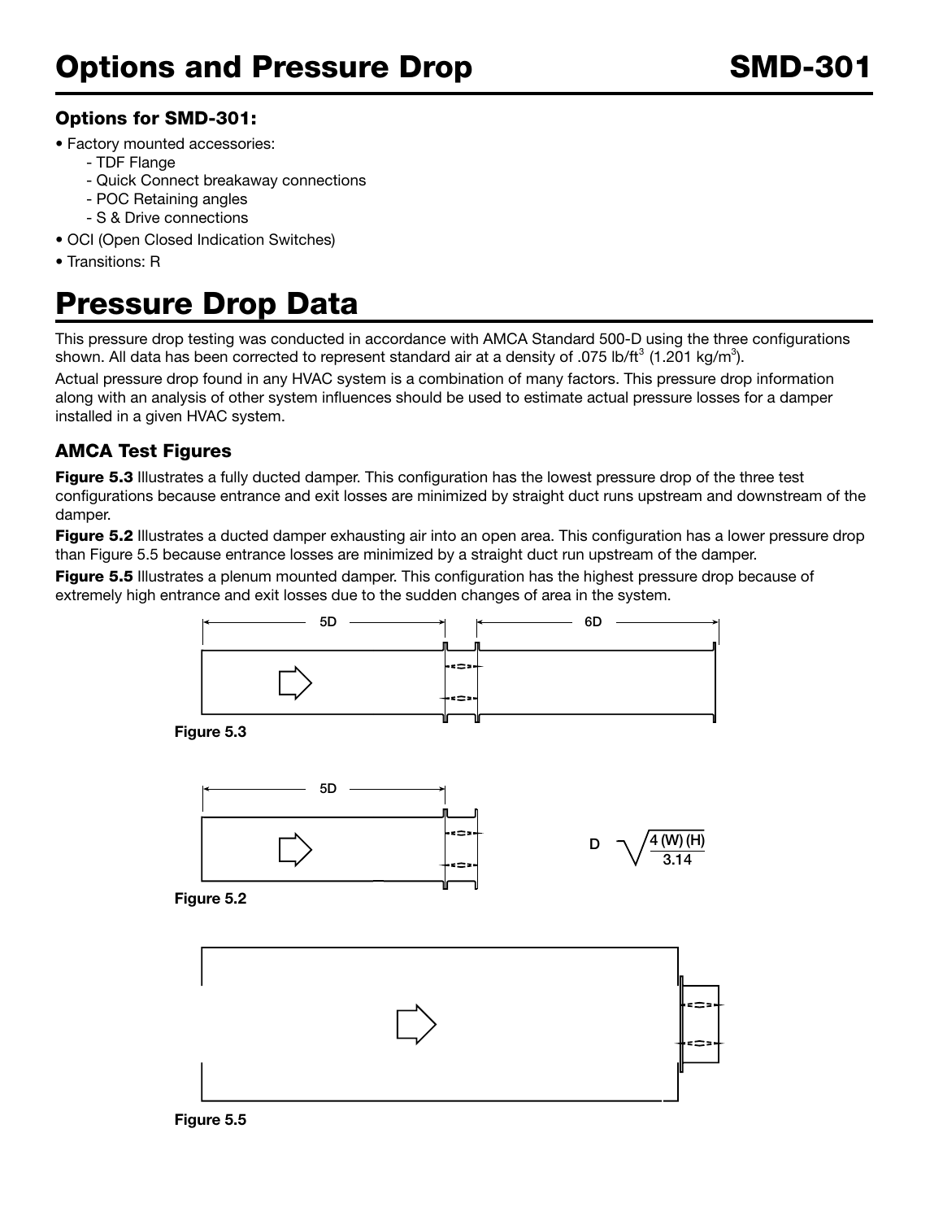# Options and Pressure Drop

## SMD-301

### Options for SMD-301:

- Factory mounted accessories:
  - TDF Flange
  - Quick Connect breakaway connections
  - POC Retaining angles
  - S & Drive connections
- OCI (Open Closed Indication Switches)
- Transitions: R

# Pressure Drop Data

This pressure drop testing was conducted in accordance with AMCA Standard 500-D using the three configurations shown. All data has been corrected to represent standard air at a density of .075 lb/ft$^3$ (1.201 kg/m$^3$).

Actual pressure drop found in any HVAC system is a combination of many factors. This pressure drop information along with an analysis of other system influences should be used to estimate actual pressure losses for a damper installed in a given HVAC system.

### AMCA Test Figures

**Figure 5.3** Illustrates a fully ducted damper. This configuration has the lowest pressure drop of the three test configurations because entrance and exit losses are minimized by straight duct runs upstream and downstream of the damper.

**Figure 5.2** Illustrates a ducted damper exhausting air into an open area. This configuration has a lower pressure drop than Figure 5.5 because entrance losses are minimized by a straight duct run upstream of the damper.

**Figure 5.5** Illustrates a plenum mounted damper. This configuration has the highest pressure drop because of extremely high entrance and exit losses due to the sudden changes of area in the system.

5D 6D

**Figure 5.3**

5D

$$D = \sqrt{\frac{4\,(W)\,(H)}{3.14}}$$

**Figure 5.2**

**Figure 5.5**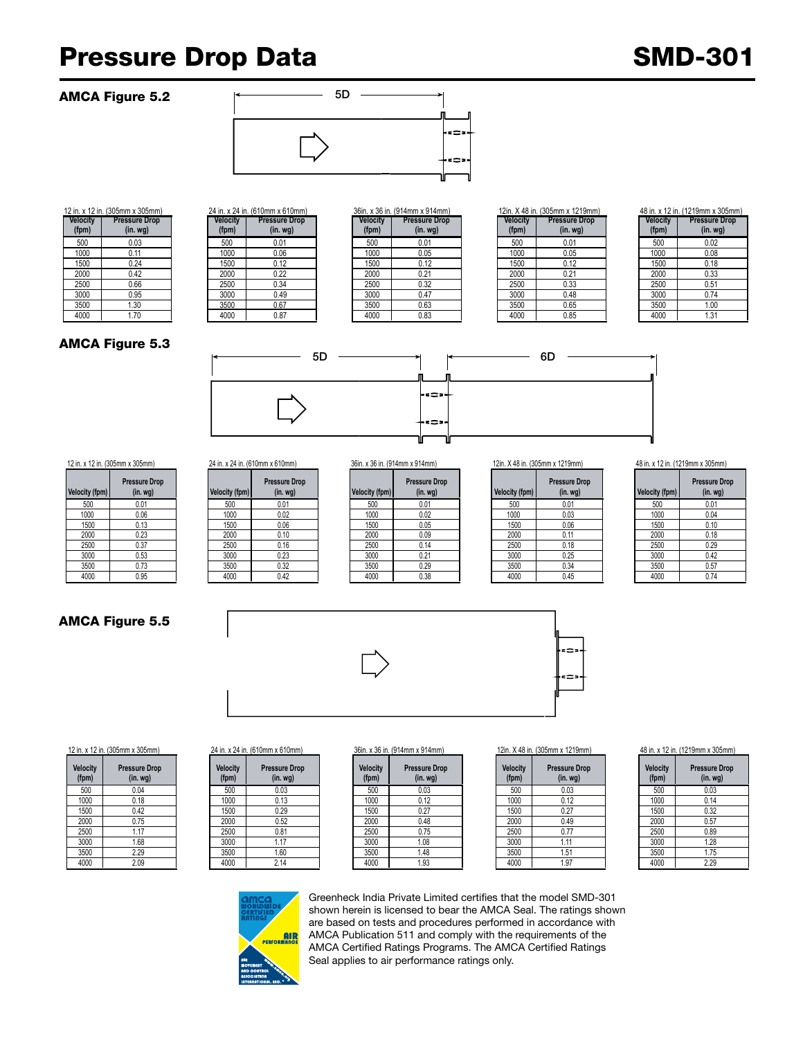# Pressure Drop Data

## SMD-301

### AMCA Figure 5.2

5D

12 in. x 12 in. (305mm x 305mm)

| Velocity (fpm) | Pressure Drop (in. wg) |
|---|---|
| 500 | 0.03 |
| 1000 | 0.11 |
| 1500 | 0.24 |
| 2000 | 0.42 |
| 2500 | 0.66 |
| 3000 | 0.95 |
| 3500 | 1.30 |
| 4000 | 1.70 |

24 in. x 24 in. (610mm x 610mm)

| Velocity (fpm) | Pressure Drop (in. wg) |
|---|---|
| 500 | 0.01 |
| 1000 | 0.06 |
| 1500 | 0.12 |
| 2000 | 0.22 |
| 2500 | 0.34 |
| 3000 | 0.49 |
| 3500 | 0.67 |
| 4000 | 0.87 |

36in. x 36 in. (914mm x 914mm)

| Velocity (fpm) | Pressure Drop (in. wg) |
|---|---|
| 500 | 0.01 |
| 1000 | 0.05 |
| 1500 | 0.12 |
| 2000 | 0.21 |
| 2500 | 0.32 |
| 3000 | 0.47 |
| 3500 | 0.63 |
| 4000 | 0.83 |

12in. X 48 in. (305mm x 1219mm)

| Velocity (fpm) | Pressure Drop (in. wg) |
|---|---|
| 500 | 0.01 |
| 1000 | 0.05 |
| 1500 | 0.12 |
| 2000 | 0.21 |
| 2500 | 0.33 |
| 3000 | 0.48 |
| 3500 | 0.65 |
| 4000 | 0.85 |

48 in. x 12 in. (1219mm x 305mm)

| Velocity (fpm) | Pressure Drop (in. wg) |
|---|---|
| 500 | 0.02 |
| 1000 | 0.08 |
| 1500 | 0.18 |
| 2000 | 0.33 |
| 2500 | 0.51 |
| 3000 | 0.74 |
| 3500 | 1.00 |
| 4000 | 1.31 |

### AMCA Figure 5.3

5D 6D

12 in. x 12 in. (305mm x 305mm)

| Velocity (fpm) | Pressure Drop (in. wg) |
|---|---|
| 500 | 0.01 |
| 1000 | 0.06 |
| 1500 | 0.13 |
| 2000 | 0.23 |
| 2500 | 0.37 |
| 3000 | 0.53 |
| 3500 | 0.73 |
| 4000 | 0.95 |

24 in. x 24 in. (610mm x 610mm)

| Velocity (fpm) | Pressure Drop (in. wg) |
|---|---|
| 500 | 0.01 |
| 1000 | 0.02 |
| 1500 | 0.06 |
| 2000 | 0.10 |
| 2500 | 0.16 |
| 3000 | 0.23 |
| 3500 | 0.32 |
| 4000 | 0.42 |

36in. x 36 in. (914mm x 914mm)

| Velocity (fpm) | Pressure Drop (in. wg) |
|---|---|
| 500 | 0.01 |
| 1000 | 0.02 |
| 1500 | 0.05 |
| 2000 | 0.09 |
| 2500 | 0.14 |
| 3000 | 0.21 |
| 3500 | 0.29 |
| 4000 | 0.38 |

12in. X 48 in. (305mm x 1219mm)

| Velocity (fpm) | Pressure Drop (in. wg) |
|---|---|
| 500 | 0.01 |
| 1000 | 0.03 |
| 1500 | 0.06 |
| 2000 | 0.11 |
| 2500 | 0.18 |
| 3000 | 0.25 |
| 3500 | 0.34 |
| 4000 | 0.45 |

48 in. x 12 in. (1219mm x 305mm)

| Velocity (fpm) | Pressure Drop (in. wg) |
|---|---|
| 500 | 0.01 |
| 1000 | 0.04 |
| 1500 | 0.10 |
| 2000 | 0.18 |
| 2500 | 0.29 |
| 3000 | 0.42 |
| 3500 | 0.57 |
| 4000 | 0.74 |

### AMCA Figure 5.5

12 in. x 12 in. (305mm x 305mm)

| Velocity (fpm) | Pressure Drop (in. wg) |
|---|---|
| 500 | 0.04 |
| 1000 | 0.18 |
| 1500 | 0.42 |
| 2000 | 0.75 |
| 2500 | 1.17 |
| 3000 | 1.68 |
| 3500 | 2.29 |
| 4000 | 2.09 |

24 in. x 24 in. (610mm x 610mm)

| Velocity (fpm) | Pressure Drop (in. wg) |
|---|---|
| 500 | 0.03 |
| 1000 | 0.13 |
| 1500 | 0.29 |
| 2000 | 0.52 |
| 2500 | 0.81 |
| 3000 | 1.17 |
| 3500 | 1.60 |
| 4000 | 2.14 |

36in. x 36 in. (914mm x 914mm)

| Velocity (fpm) | Pressure Drop (in. wg) |
|---|---|
| 500 | 0.03 |
| 1000 | 0.12 |
| 1500 | 0.27 |
| 2000 | 0.48 |
| 2500 | 0.75 |
| 3000 | 1.08 |
| 3500 | 1.48 |
| 4000 | 1.93 |

12in. X 48 in. (305mm x 1219mm)

| Velocity (fpm) | Pressure Drop (in. wg) |
|---|---|
| 500 | 0.03 |
| 1000 | 0.12 |
| 1500 | 0.27 |
| 2000 | 0.49 |
| 2500 | 0.77 |
| 3000 | 1.11 |
| 3500 | 1.51 |
| 4000 | 1.97 |

48 in. x 12 in. (1219mm x 305mm)

| Velocity (fpm) | Pressure Drop (in. wg) |
|---|---|
| 500 | 0.03 |
| 1000 | 0.14 |
| 1500 | 0.32 |
| 2000 | 0.57 |
| 2500 | 0.89 |
| 3000 | 1.28 |
| 3500 | 1.75 |
| 4000 | 2.29 |

Greenheck India Private Limited certifies that the model SMD-301 shown herein is licensed to bear the AMCA Seal. The ratings shown are based on tests and procedures performed in accordance with AMCA Publication 511 and comply with the requirements of the AMCA Certified Ratings Programs. The AMCA Certified Ratings Seal applies to air performance ratings only.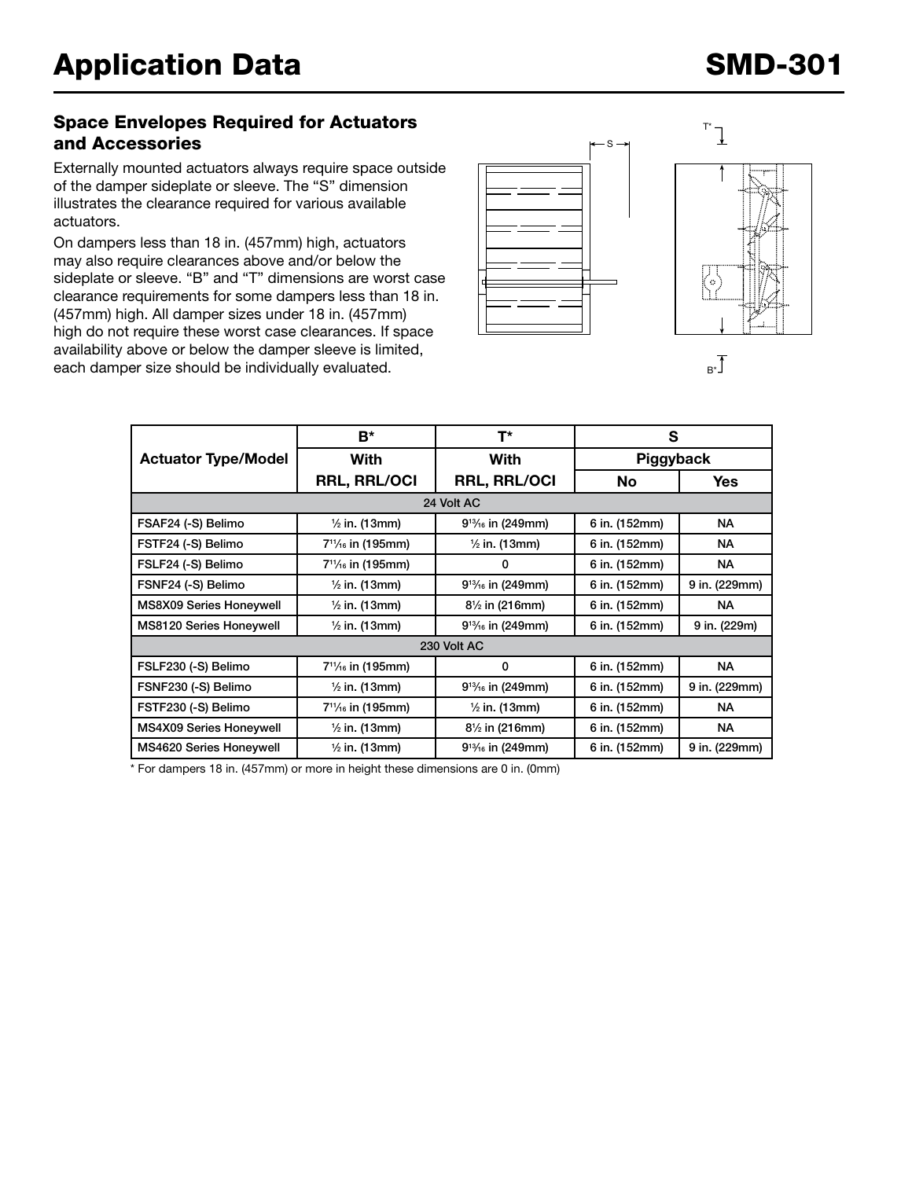# Application Data

## SMD-301

### Space Envelopes Required for Actuators and Accessories

Externally mounted actuators always require space outside of the damper sideplate or sleeve. The "S" dimension illustrates the clearance required for various available actuators.

On dampers less than 18 in. (457mm) high, actuators may also require clearances above and/or below the sideplate or sleeve. "B" and "T" dimensions are worst case clearance requirements for some dampers less than 18 in. (457mm) high. All damper sizes under 18 in. (457mm) high do not require these worst case clearances. If space availability above or below the damper sleeve is limited, each damper size should be individually evaluated.

| Actuator Type/Model | B* | T* | S | |
|---|---|---|---|---|
| | With | With | Piggyback | |
| | RRL, RRL/OCI | RRL, RRL/OCI | No | Yes |
| **24 Volt AC** | | | | |
| FSAF24 (-S) Belimo | ½ in. (13mm) | 9 13/16 in (249mm) | 6 in. (152mm) | NA |
| FSTF24 (-S) Belimo | 7 11/16 in (195mm) | ½ in. (13mm) | 6 in. (152mm) | NA |
| FSLF24 (-S) Belimo | 7 11/16 in (195mm) | 0 | 6 in. (152mm) | NA |
| FSNF24 (-S) Belimo | ½ in. (13mm) | 9 13/16 in (249mm) | 6 in. (152mm) | 9 in. (229mm) |
| MS8X09 Series Honeywell | ½ in. (13mm) | 8½ in (216mm) | 6 in. (152mm) | NA |
| MS8120 Series Honeywell | ½ in. (13mm) | 9 13/16 in (249mm) | 6 in. (152mm) | 9 in. (229m) |
| **230 Volt AC** | | | | |
| FSLF230 (-S) Belimo | 7 11/16 in (195mm) | 0 | 6 in. (152mm) | NA |
| FSNF230 (-S) Belimo | ½ in. (13mm) | 9 13/16 in (249mm) | 6 in. (152mm) | 9 in. (229mm) |
| FSTF230 (-S) Belimo | 7 11/16 in (195mm) | ½ in. (13mm) | 6 in. (152mm) | NA |
| MS4X09 Series Honeywell | ½ in. (13mm) | 8½ in (216mm) | 6 in. (152mm) | NA |
| MS4620 Series Honeywell | ½ in. (13mm) | 9 13/16 in (249mm) | 6 in. (152mm) | 9 in. (229mm) |

* For dampers 18 in. (457mm) or more in height these dimensions are 0 in. (0mm)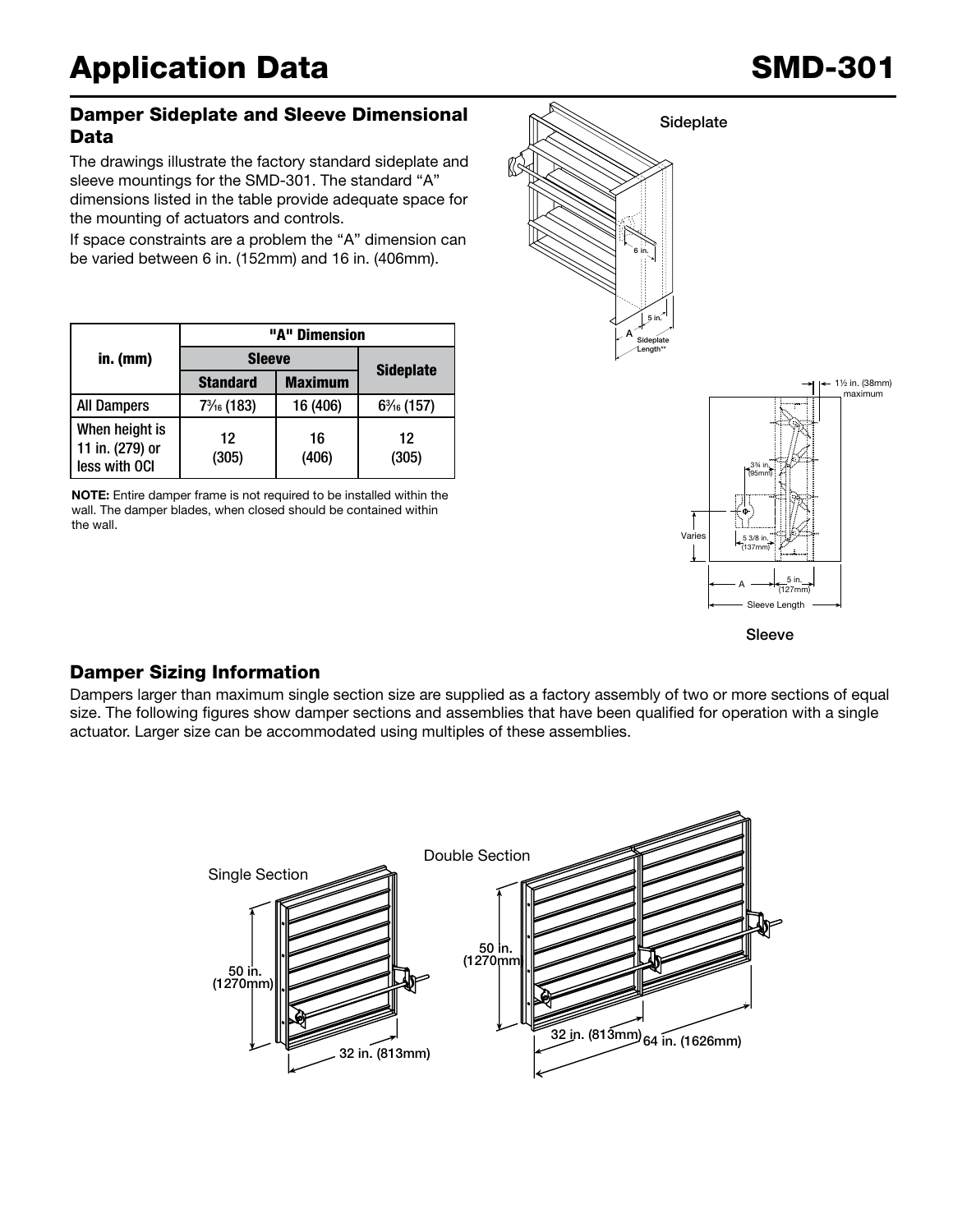# Application Data

## Damper Sideplate and Sleeve Dimensional Data

The drawings illustrate the factory standard sideplate and sleeve mountings for the SMD-301. The standard "A" dimensions listed in the table provide adequate space for the mounting of actuators and controls.

If space constraints are a problem the "A" dimension can be varied between 6 in. (152mm) and 16 in. (406mm).

| in. (mm) | "A" Dimension | | |
|---|---|---|---|
| | Sleeve | | Sideplate |
| | Standard | Maximum | |
| All Dampers | 7³⁄₁₆ (183) | 16 (406) | 6³⁄₁₆ (157) |
| When height is 11 in. (279) or less with OCI | 12 (305) | 16 (406) | 12 (305) |

**NOTE:** Entire damper frame is not required to be installed within the wall. The damper blades, when closed should be contained within the wall.

Sideplate

6 in.

5 in.

A

Sideplate Length**

1½ in. (38mm) maximum

3¾ in. (95mm)

Varies

5 3/8 in. (137mm)

A

5 in. (127mm)

Sleeve Length

Sleeve

## Damper Sizing Information

Dampers larger than maximum single section size are supplied as a factory assembly of two or more sections of equal size. The following figures show damper sections and assemblies that have been qualified for operation with a single actuator. Larger size can be accommodated using multiples of these assemblies.

Single Section

50 in. (1270mm)

32 in. (813mm)

Double Section

50 in. (1270mm)

32 in. (813mm)

64 in. (1626mm)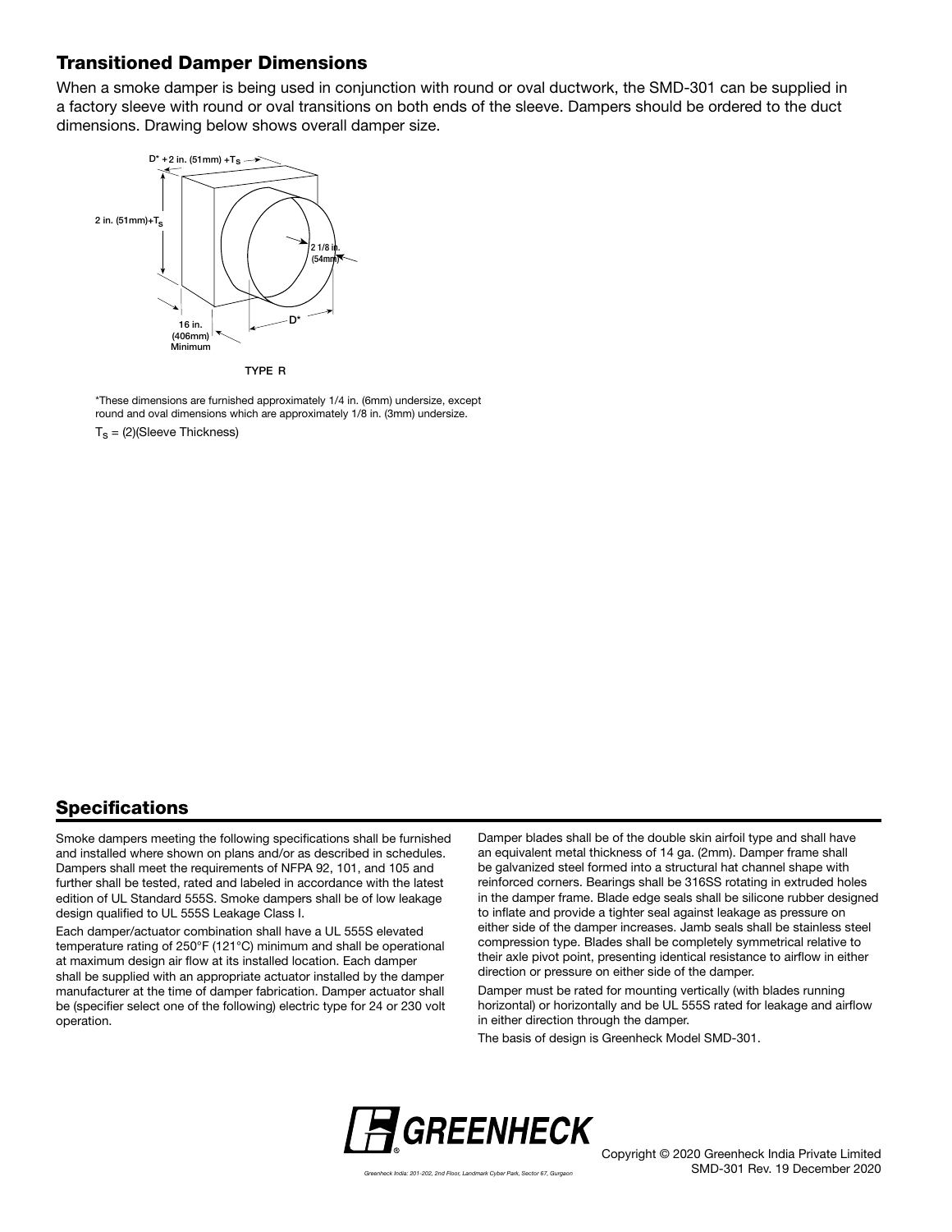## Transitioned Damper Dimensions

When a smoke damper is being used in conjunction with round or oval ductwork, the SMD-301 can be supplied in a factory sleeve with round or oval transitions on both ends of the sleeve. Dampers should be ordered to the duct dimensions. Drawing below shows overall damper size.

D* + 2 in. (51mm) + $T_S$

2 in. (51mm)+$T_S$

2 1/8 in. (54mm)

16 in. (406mm) Minimum

D*

TYPE R

*These dimensions are furnished approximately 1/4 in. (6mm) undersize, except round and oval dimensions which are approximately 1/8 in. (3mm) undersize.

$T_S$ = (2)(Sleeve Thickness)

## Specifications

Smoke dampers meeting the following specifications shall be furnished and installed where shown on plans and/or as described in schedules. Dampers shall meet the requirements of NFPA 92, 101, and 105 and further shall be tested, rated and labeled in accordance with the latest edition of UL Standard 555S. Smoke dampers shall be of low leakage design qualified to UL 555S Leakage Class I.

Each damper/actuator combination shall have a UL 555S elevated temperature rating of 250°F (121°C) minimum and shall be operational at maximum design air flow at its installed location. Each damper shall be supplied with an appropriate actuator installed by the damper manufacturer at the time of damper fabrication. Damper actuator shall be (specifier select one of the following) electric type for 24 or 230 volt operation.

Damper blades shall be of the double skin airfoil type and shall have an equivalent metal thickness of 14 ga. (2mm). Damper frame shall be galvanized steel formed into a structural hat channel shape with reinforced corners. Bearings shall be 316SS rotating in extruded holes in the damper frame. Blade edge seals shall be silicone rubber designed to inflate and provide a tighter seal against leakage as pressure on either side of the damper increases. Jamb seals shall be stainless steel compression type. Blades shall be completely symmetrical relative to their axle pivot point, presenting identical resistance to airflow in either direction or pressure on either side of the damper.

Damper must be rated for mounting vertically (with blades running horizontal) or horizontally and be UL 555S rated for leakage and airflow in either direction through the damper.

The basis of design is Greenheck Model SMD-301.

GREENHECK

Greenheck India: 201-202, 2nd Floor, Landmark Cyber Park, Sector 67, Gurgaon

Copyright © 2020 Greenheck India Private Limited
SMD-301 Rev. 19 December 2020